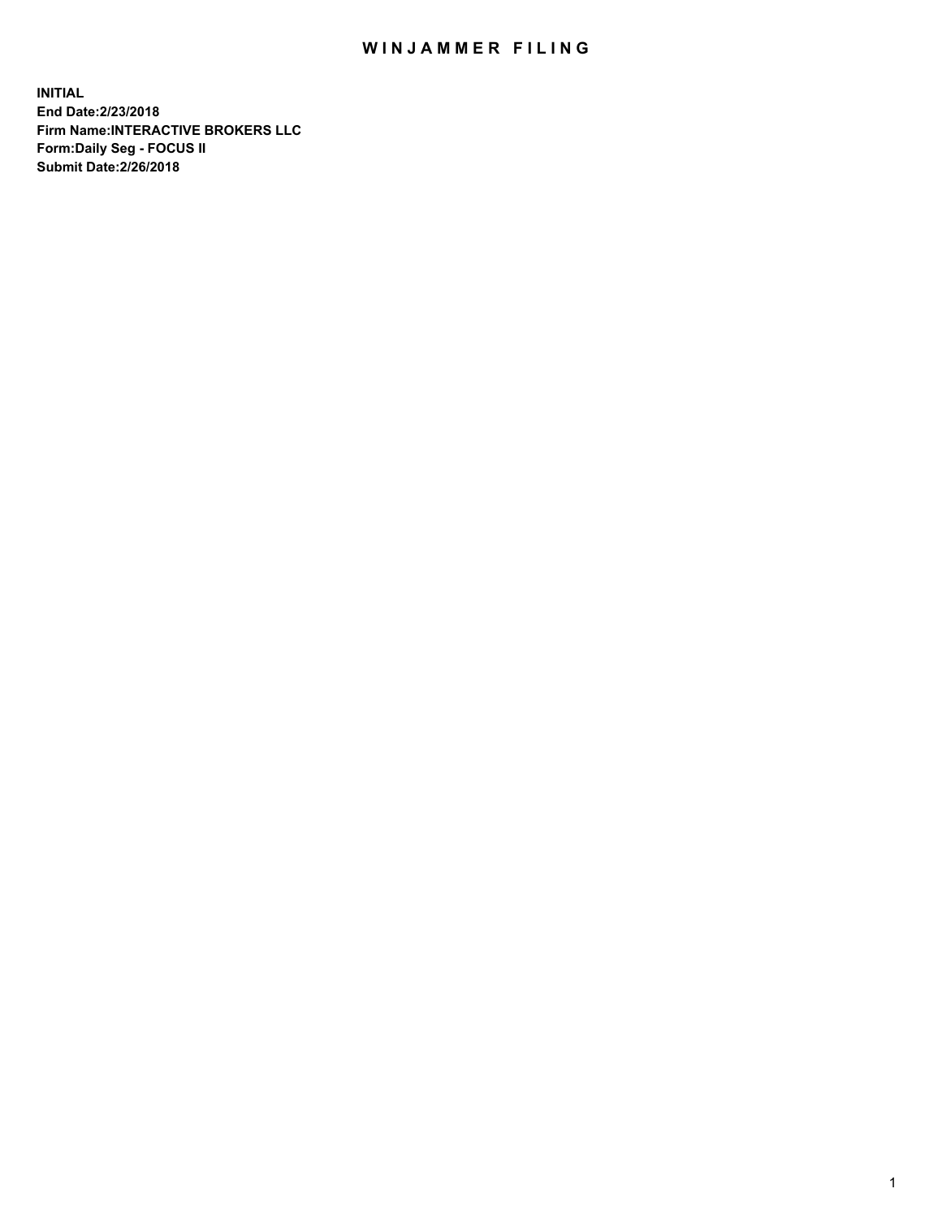# WINJAMMER FILING

**INITIAL**
**End Date:2/23/2018**
**Firm Name:INTERACTIVE BROKERS LLC**
**Form:Daily Seg - FOCUS II**
**Submit Date:2/26/2018**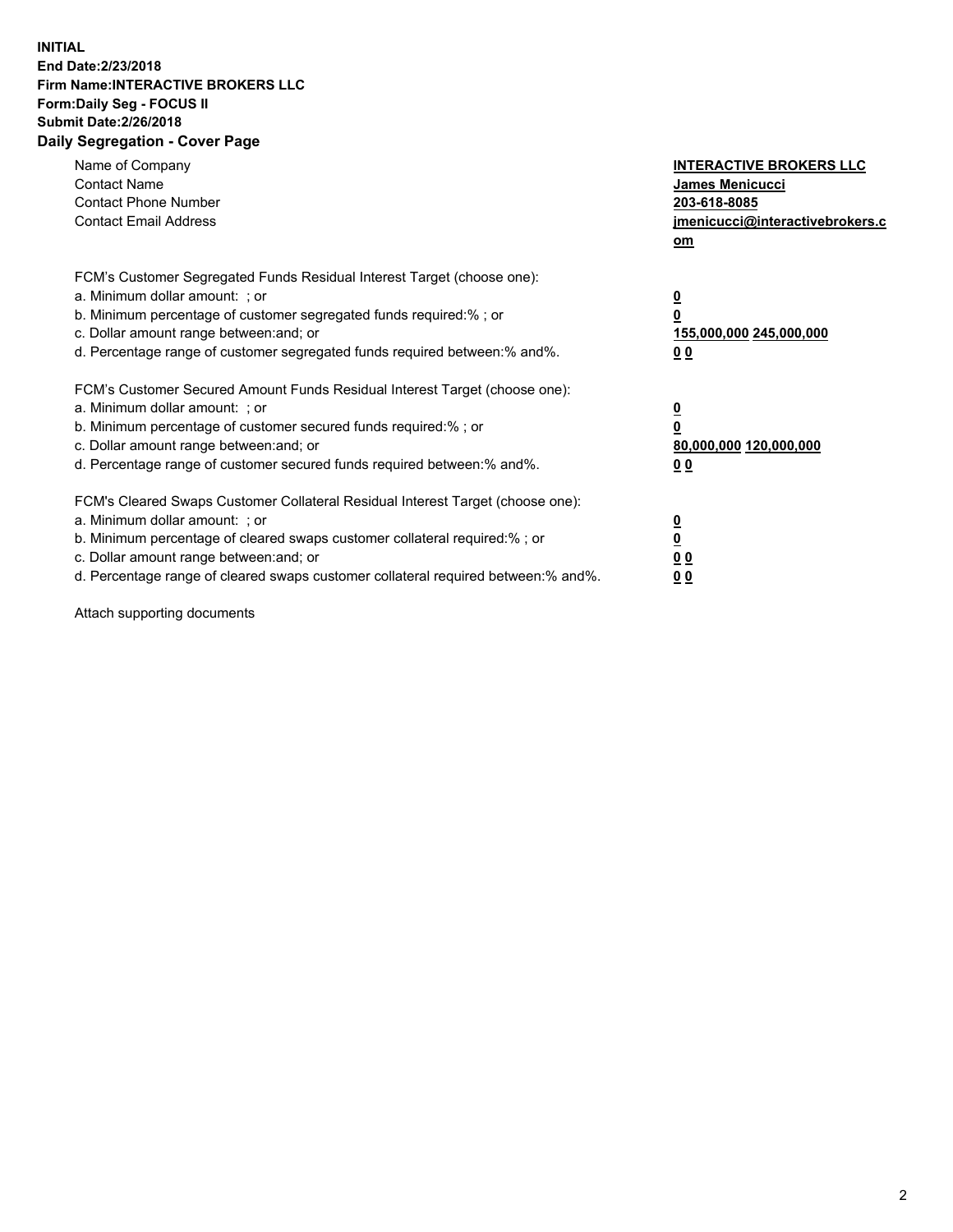**INITIAL**
**End Date:2/23/2018**
**Firm Name:INTERACTIVE BROKERS LLC**
**Form:Daily Seg - FOCUS II**
**Submit Date:2/26/2018**
**Daily Segregation - Cover Page**

| | |
|---|---|
| Name of Company | **INTERACTIVE BROKERS LLC** |
| Contact Name | **James Menicucci** |
| Contact Phone Number | **203-618-8085** |
| Contact Email Address | **jmenicucci@interactivebrokers.com** |

FCM's Customer Segregated Funds Residual Interest Target (choose one):

| | |
|---|---|
| a. Minimum dollar amount: ; or | **0** |
| b. Minimum percentage of customer segregated funds required:% ; or | **0** |
| c. Dollar amount range between:and; or | **155,000,000 245,000,000** |
| d. Percentage range of customer segregated funds required between:% and%. | **0 0** |

FCM's Customer Secured Amount Funds Residual Interest Target (choose one):

| | |
|---|---|
| a. Minimum dollar amount: ; or | **0** |
| b. Minimum percentage of customer secured funds required:% ; or | **0** |
| c. Dollar amount range between:and; or | **80,000,000 120,000,000** |
| d. Percentage range of customer secured funds required between:% and%. | **0 0** |

FCM's Cleared Swaps Customer Collateral Residual Interest Target (choose one):

| | |
|---|---|
| a. Minimum dollar amount: ; or | **0** |
| b. Minimum percentage of cleared swaps customer collateral required:% ; or | **0** |
| c. Dollar amount range between:and; or | **0 0** |
| d. Percentage range of cleared swaps customer collateral required between:% and%. | **0 0** |

Attach supporting documents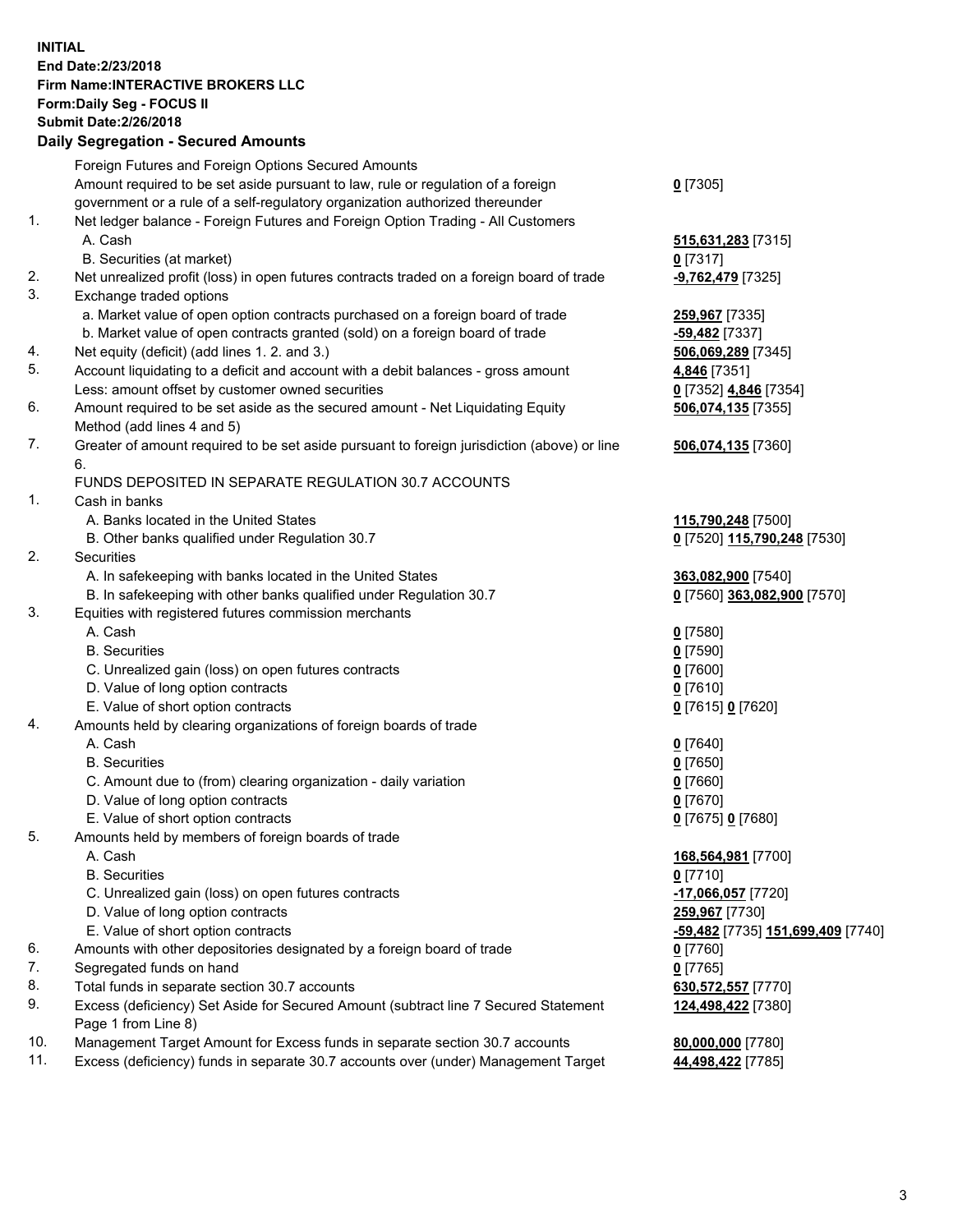**INITIAL**
**End Date:2/23/2018**
**Firm Name:INTERACTIVE BROKERS LLC**
**Form:Daily Seg - FOCUS II**
**Submit Date:2/26/2018**

## Daily Segregation - Secured Amounts

| | | |
|---|---|---|
| | Foreign Futures and Foreign Options Secured Amounts | |
| | Amount required to be set aside pursuant to law, rule or regulation of a foreign government or a rule of a self-regulatory organization authorized thereunder | **0** [7305] |
| 1. | Net ledger balance - Foreign Futures and Foreign Option Trading - All Customers | |
| | A. Cash | **515,631,283** [7315] |
| | B. Securities (at market) | **0** [7317] |
| 2. | Net unrealized profit (loss) in open futures contracts traded on a foreign board of trade | **-9,762,479** [7325] |
| 3. | Exchange traded options | |
| | a. Market value of open option contracts purchased on a foreign board of trade | **259,967** [7335] |
| | b. Market value of open contracts granted (sold) on a foreign board of trade | **-59,482** [7337] |
| 4. | Net equity (deficit) (add lines 1. 2. and 3.) | **506,069,289** [7345] |
| 5. | Account liquidating to a deficit and account with a debit balances - gross amount | **4,846** [7351] |
| | Less: amount offset by customer owned securities | **0** [7352] **4,846** [7354] |
| 6. | Amount required to be set aside as the secured amount - Net Liquidating Equity Method (add lines 4 and 5) | **506,074,135** [7355] |
| 7. | Greater of amount required to be set aside pursuant to foreign jurisdiction (above) or line 6. | **506,074,135** [7360] |
| | FUNDS DEPOSITED IN SEPARATE REGULATION 30.7 ACCOUNTS | |
| 1. | Cash in banks | |
| | A. Banks located in the United States | **115,790,248** [7500] |
| | B. Other banks qualified under Regulation 30.7 | **0** [7520] **115,790,248** [7530] |
| 2. | Securities | |
| | A. In safekeeping with banks located in the United States | **363,082,900** [7540] |
| | B. In safekeeping with other banks qualified under Regulation 30.7 | **0** [7560] **363,082,900** [7570] |
| 3. | Equities with registered futures commission merchants | |
| | A. Cash | **0** [7580] |
| | B. Securities | **0** [7590] |
| | C. Unrealized gain (loss) on open futures contracts | **0** [7600] |
| | D. Value of long option contracts | **0** [7610] |
| | E. Value of short option contracts | **0** [7615] **0** [7620] |
| 4. | Amounts held by clearing organizations of foreign boards of trade | |
| | A. Cash | **0** [7640] |
| | B. Securities | **0** [7650] |
| | C. Amount due to (from) clearing organization - daily variation | **0** [7660] |
| | D. Value of long option contracts | **0** [7670] |
| | E. Value of short option contracts | **0** [7675] **0** [7680] |
| 5. | Amounts held by members of foreign boards of trade | |
| | A. Cash | **168,564,981** [7700] |
| | B. Securities | **0** [7710] |
| | C. Unrealized gain (loss) on open futures contracts | **-17,066,057** [7720] |
| | D. Value of long option contracts | **259,967** [7730] |
| | E. Value of short option contracts | **-59,482** [7735] **151,699,409** [7740] |
| 6. | Amounts with other depositories designated by a foreign board of trade | **0** [7760] |
| 7. | Segregated funds on hand | **0** [7765] |
| 8. | Total funds in separate section 30.7 accounts | **630,572,557** [7770] |
| 9. | Excess (deficiency) Set Aside for Secured Amount (subtract line 7 Secured Statement Page 1 from Line 8) | **124,498,422** [7380] |
| 10. | Management Target Amount for Excess funds in separate section 30.7 accounts | **80,000,000** [7780] |
| 11. | Excess (deficiency) funds in separate 30.7 accounts over (under) Management Target | **44,498,422** [7785] |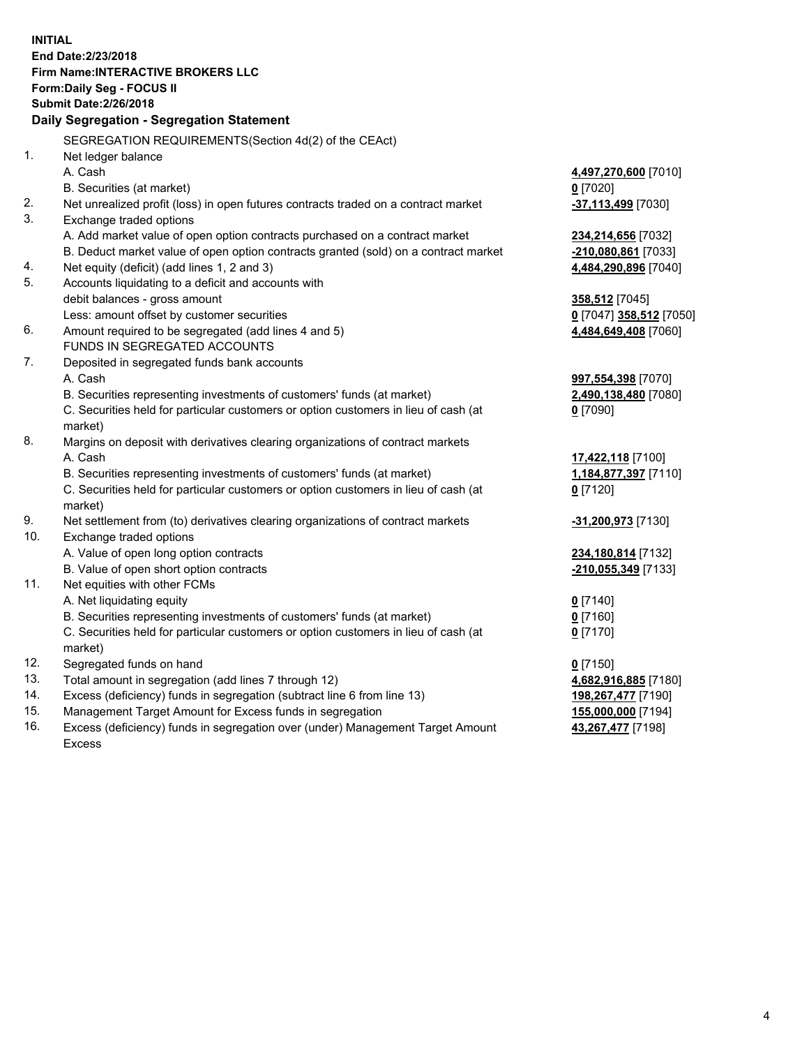**INITIAL**
**End Date:2/23/2018**
**Firm Name:INTERACTIVE BROKERS LLC**
**Form:Daily Seg - FOCUS II**
**Submit Date:2/26/2018**

**Daily Segregation - Segregation Statement**

| | | |
|---|---|---|
| | SEGREGATION REQUIREMENTS(Section 4d(2) of the CEAct) | |
| 1. | Net ledger balance | |
| | A. Cash | **4,497,270,600** [7010] |
| | B. Securities (at market) | **0** [7020] |
| 2. | Net unrealized profit (loss) in open futures contracts traded on a contract market | **-37,113,499** [7030] |
| 3. | Exchange traded options | |
| | A. Add market value of open option contracts purchased on a contract market | **234,214,656** [7032] |
| | B. Deduct market value of open option contracts granted (sold) on a contract market | **-210,080,861** [7033] |
| 4. | Net equity (deficit) (add lines 1, 2 and 3) | **4,484,290,896** [7040] |
| 5. | Accounts liquidating to a deficit and accounts with | |
| | debit balances - gross amount | **358,512** [7045] |
| | Less: amount offset by customer securities | **0** [7047] **358,512** [7050] |
| 6. | Amount required to be segregated (add lines 4 and 5) | **4,484,649,408** [7060] |
| | FUNDS IN SEGREGATED ACCOUNTS | |
| 7. | Deposited in segregated funds bank accounts | |
| | A. Cash | **997,554,398** [7070] |
| | B. Securities representing investments of customers' funds (at market) | **2,490,138,480** [7080] |
| | C. Securities held for particular customers or option customers in lieu of cash (at market) | **0** [7090] |
| 8. | Margins on deposit with derivatives clearing organizations of contract markets | |
| | A. Cash | **17,422,118** [7100] |
| | B. Securities representing investments of customers' funds (at market) | **1,184,877,397** [7110] |
| | C. Securities held for particular customers or option customers in lieu of cash (at market) | **0** [7120] |
| 9. | Net settlement from (to) derivatives clearing organizations of contract markets | **-31,200,973** [7130] |
| 10. | Exchange traded options | |
| | A. Value of open long option contracts | **234,180,814** [7132] |
| | B. Value of open short option contracts | **-210,055,349** [7133] |
| 11. | Net equities with other FCMs | |
| | A. Net liquidating equity | **0** [7140] |
| | B. Securities representing investments of customers' funds (at market) | **0** [7160] |
| | C. Securities held for particular customers or option customers in lieu of cash (at market) | **0** [7170] |
| 12. | Segregated funds on hand | **0** [7150] |
| 13. | Total amount in segregation (add lines 7 through 12) | **4,682,916,885** [7180] |
| 14. | Excess (deficiency) funds in segregation (subtract line 6 from line 13) | **198,267,477** [7190] |
| 15. | Management Target Amount for Excess funds in segregation | **155,000,000** [7194] |
| 16. | Excess (deficiency) funds in segregation over (under) Management Target Amount Excess | **43,267,477** [7198] |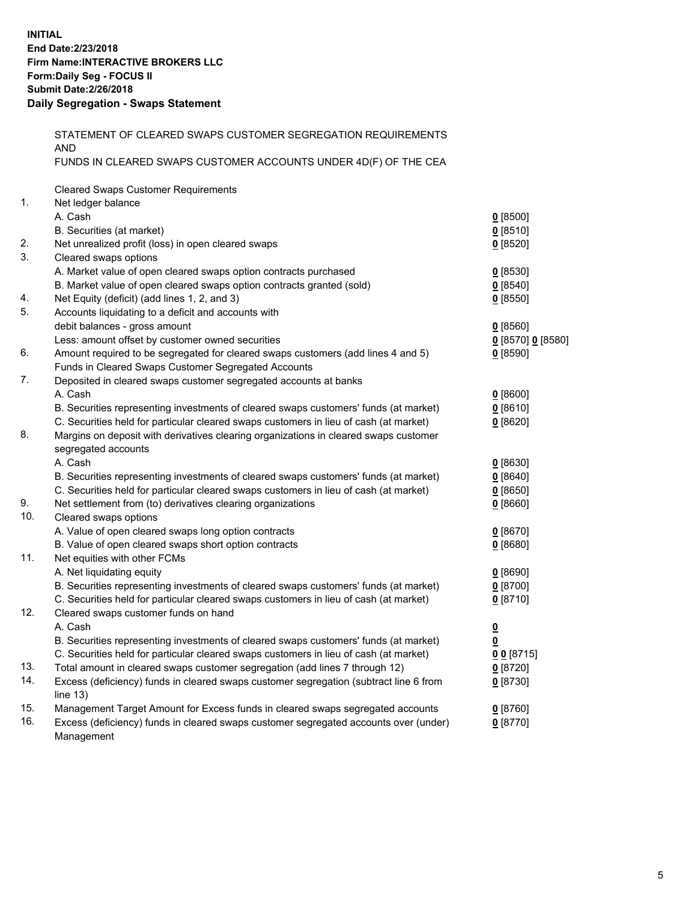**INITIAL**
**End Date:2/23/2018**
**Firm Name:INTERACTIVE BROKERS LLC**
**Form:Daily Seg - FOCUS II**
**Submit Date:2/26/2018**
**Daily Segregation - Swaps Statement**

STATEMENT OF CLEARED SWAPS CUSTOMER SEGREGATION REQUIREMENTS AND FUNDS IN CLEARED SWAPS CUSTOMER ACCOUNTS UNDER 4D(F) OF THE CEA

| | | |
|---|---|---|
| | Cleared Swaps Customer Requirements | |
| 1. | Net ledger balance | |
| | A. Cash | 0 [8500] |
| | B. Securities (at market) | 0 [8510] |
| 2. | Net unrealized profit (loss) in open cleared swaps | 0 [8520] |
| 3. | Cleared swaps options | |
| | A. Market value of open cleared swaps option contracts purchased | 0 [8530] |
| | B. Market value of open cleared swaps option contracts granted (sold) | 0 [8540] |
| 4. | Net Equity (deficit) (add lines 1, 2, and 3) | 0 [8550] |
| 5. | Accounts liquidating to a deficit and accounts with debit balances - gross amount | 0 [8560] |
| | Less: amount offset by customer owned securities | 0 [8570] 0 [8580] |
| 6. | Amount required to be segregated for cleared swaps customers (add lines 4 and 5) | 0 [8590] |
| | Funds in Cleared Swaps Customer Segregated Accounts | |
| 7. | Deposited in cleared swaps customer segregated accounts at banks | |
| | A. Cash | 0 [8600] |
| | B. Securities representing investments of cleared swaps customers' funds (at market) | 0 [8610] |
| | C. Securities held for particular cleared swaps customers in lieu of cash (at market) | 0 [8620] |
| 8. | Margins on deposit with derivatives clearing organizations in cleared swaps customer segregated accounts | |
| | A. Cash | 0 [8630] |
| | B. Securities representing investments of cleared swaps customers' funds (at market) | 0 [8640] |
| | C. Securities held for particular cleared swaps customers in lieu of cash (at market) | 0 [8650] |
| 9. | Net settlement from (to) derivatives clearing organizations | 0 [8660] |
| 10. | Cleared swaps options | |
| | A. Value of open cleared swaps long option contracts | 0 [8670] |
| | B. Value of open cleared swaps short option contracts | 0 [8680] |
| 11. | Net equities with other FCMs | |
| | A. Net liquidating equity | 0 [8690] |
| | B. Securities representing investments of cleared swaps customers' funds (at market) | 0 [8700] |
| | C. Securities held for particular cleared swaps customers in lieu of cash (at market) | 0 [8710] |
| 12. | Cleared swaps customer funds on hand | |
| | A. Cash | 0 |
| | B. Securities representing investments of cleared swaps customers' funds (at market) | 0 |
| | C. Securities held for particular cleared swaps customers in lieu of cash (at market) | 0 0 [8715] |
| 13. | Total amount in cleared swaps customer segregation (add lines 7 through 12) | 0 [8720] |
| 14. | Excess (deficiency) funds in cleared swaps customer segregation (subtract line 6 from line 13) | 0 [8730] |
| 15. | Management Target Amount for Excess funds in cleared swaps segregated accounts | 0 [8760] |
| 16. | Excess (deficiency) funds in cleared swaps customer segregated accounts over (under) Management | 0 [8770] |